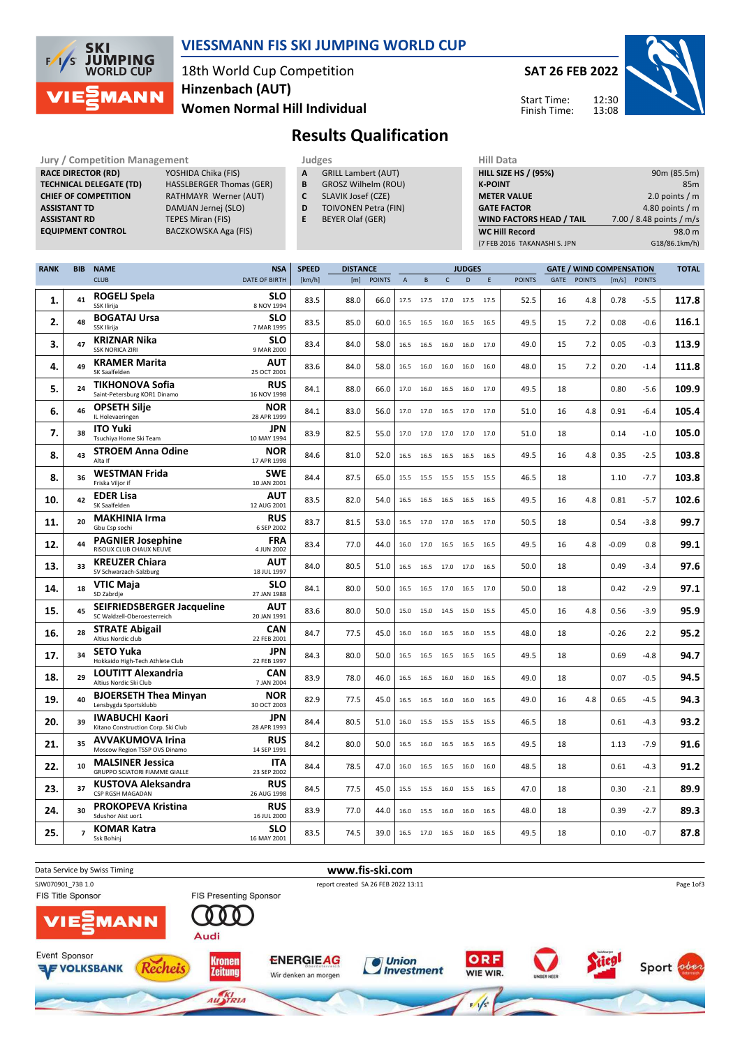# VIESSMANN FIS SKI JUMPING WORLD CUP

18th World Cup Competition
**Hinzenbach (AUT)**
**Women Normal Hill Individual**

**SAT 26 FEB 2022**

Start Time: 12:30
Finish Time: 13:08

## Results Qualification

| Jury / Competition Management | |
|---|---|
| **RACE DIRECTOR (RD)** | YOSHIDA Chika (FIS) |
| **TECHNICAL DELEGATE (TD)** | HASSLBERGER Thomas (GER) |
| **CHIEF OF COMPETITION** | RATHMAYR Werner (AUT) |
| **ASSISTANT TD** | DAMJAN Jernej (SLO) |
| **ASSISTANT RD** | TEPES Miran (FIS) |
| **EQUIPMENT CONTROL** | BACZKOWSKA Aga (FIS) |

| Judges | |
|---|---|
| **A** | GRILL Lambert (AUT) |
| **B** | GROSZ Wilhelm (ROU) |
| **C** | SLAVIK Josef (CZE) |
| **D** | TOIVONEN Petra (FIN) |
| **E** | BEYER Olaf (GER) |

| Hill Data | |
|---|---|
| **HILL SIZE HS / (95%)** | 90m (85.5m) |
| **K-POINT** | 85m |
| **METER VALUE** | 2.0 points / m |
| **GATE FACTOR** | 4.80 points / m |
| **WIND FACTORS HEAD / TAIL** | 7.00 / 8.48 points / m/s |
| **WC Hill Record** | 98.0 m |
| (7 FEB 2016 TAKANASHI S. JPN | G18/86.1km/h) |

| RANK | BIB | NAME / CLUB | NSA / DATE OF BIRTH | SPEED [km/h] | DISTANCE [m] | DISTANCE POINTS | A | B | C | D | E | JUDGES POINTS | GATE | GATE POINTS | WIND [m/s] | WIND POINTS | TOTAL |
|---|---|---|---|---|---|---|---|---|---|---|---|---|---|---|---|---|---|
| 1. | 41 | **ROGELJ Spela** SSK Ilirija | SLO 8 NOV 1994 | 83.5 | 88.0 | 66.0 | 17.5 | 17.5 | 17.0 | 17.5 | 17.5 | 52.5 | 16 | 4.8 | 0.78 | -5.5 | 117.8 |
| 2. | 48 | **BOGATAJ Ursa** SSK Ilirija | SLO 7 MAR 1995 | 83.5 | 85.0 | 60.0 | 16.5 | 16.5 | 16.0 | 16.5 | 16.5 | 49.5 | 15 | 7.2 | 0.08 | -0.6 | 116.1 |
| 3. | 47 | **KRIZNAR Nika** SSK NORICA ZIRI | SLO 9 MAR 2000 | 83.4 | 84.0 | 58.0 | 16.5 | 16.5 | 16.0 | 16.0 | 17.0 | 49.0 | 15 | 7.2 | 0.05 | -0.3 | 113.9 |
| 4. | 49 | **KRAMER Marita** SK Saalfelden | AUT 25 OCT 2001 | 83.6 | 84.0 | 58.0 | 16.5 | 16.0 | 16.0 | 16.0 | 16.0 | 48.0 | 15 | 7.2 | 0.20 | -1.4 | 111.8 |
| 5. | 24 | **TIKHONOVA Sofia** Saint-Petersburg KOR1 Dinamo | RUS 16 NOV 1998 | 84.1 | 88.0 | 66.0 | 17.0 | 16.0 | 16.5 | 16.0 | 17.0 | 49.5 | 18 | | 0.80 | -5.6 | 109.9 |
| 6. | 46 | **OPSETH Silje** IL Holevaeringen | NOR 28 APR 1999 | 84.1 | 83.0 | 56.0 | 17.0 | 17.0 | 16.5 | 17.0 | 17.0 | 51.0 | 16 | 4.8 | 0.91 | -6.4 | 105.4 |
| 7. | 38 | **ITO Yuki** Tsuchiya Home Ski Team | JPN 10 MAY 1994 | 83.9 | 82.5 | 55.0 | 17.0 | 17.0 | 17.0 | 17.0 | 17.0 | 51.0 | 18 | | 0.14 | -1.0 | 105.0 |
| 8. | 43 | **STROEM Anna Odine** Alta If | NOR 17 APR 1998 | 84.6 | 81.0 | 52.0 | 16.5 | 16.5 | 16.5 | 16.5 | 16.5 | 49.5 | 16 | 4.8 | 0.35 | -2.5 | 103.8 |
| 8. | 36 | **WESTMAN Frida** Friska Viljor if | SWE 10 JAN 2001 | 84.4 | 87.5 | 65.0 | 15.5 | 15.5 | 15.5 | 15.5 | 15.5 | 46.5 | 18 | | 1.10 | -7.7 | 103.8 |
| 10. | 42 | **EDER Lisa** SK Saalfelden | AUT 12 AUG 2001 | 83.5 | 82.0 | 54.0 | 16.5 | 16.5 | 16.5 | 16.5 | 16.5 | 49.5 | 16 | 4.8 | 0.81 | -5.7 | 102.6 |
| 11. | 20 | **MAKHINIA Irma** Gbu Csp sochi | RUS 6 SEP 2002 | 83.7 | 81.5 | 53.0 | 16.5 | 17.0 | 17.0 | 16.5 | 17.0 | 50.5 | 18 | | 0.54 | -3.8 | 99.7 |
| 12. | 44 | **PAGNIER Josephine** RISOUX CLUB CHAUX NEUVE | FRA 4 JUN 2002 | 83.4 | 77.0 | 44.0 | 16.0 | 17.0 | 16.5 | 16.5 | 16.5 | 49.5 | 16 | 4.8 | -0.09 | 0.8 | 99.1 |
| 13. | 33 | **KREUZER Chiara** SV Schwarzach-Salzburg | AUT 18 JUL 1997 | 84.0 | 80.5 | 51.0 | 16.5 | 16.5 | 17.0 | 17.0 | 16.5 | 50.0 | 18 | | 0.49 | -3.4 | 97.6 |
| 14. | 18 | **VTIC Maja** SD Zabrdje | SLO 27 JAN 1988 | 84.1 | 80.0 | 50.0 | 16.5 | 16.5 | 17.0 | 16.5 | 17.0 | 50.0 | 18 | | 0.42 | -2.9 | 97.1 |
| 15. | 45 | **SEIFRIEDSBERGER Jacqueline** SC Waldzell-Oberoesterreich | AUT 20 JAN 1991 | 83.6 | 80.0 | 50.0 | 15.0 | 15.0 | 14.5 | 15.0 | 15.5 | 45.0 | 16 | 4.8 | 0.56 | -3.9 | 95.9 |
| 16. | 28 | **STRATE Abigail** Altius Nordic club | CAN 22 FEB 2001 | 84.7 | 77.5 | 45.0 | 16.0 | 16.0 | 16.5 | 16.0 | 15.5 | 48.0 | 18 | | -0.26 | 2.2 | 95.2 |
| 17. | 34 | **SETO Yuka** Hokkaido High-Tech Athlete Club | JPN 22 FEB 1997 | 84.3 | 80.0 | 50.0 | 16.5 | 16.5 | 16.5 | 16.5 | 16.5 | 49.5 | 18 | | 0.69 | -4.8 | 94.7 |
| 18. | 29 | **LOUTITT Alexandria** Altius Nordic Ski Club | CAN 7 JAN 2004 | 83.9 | 78.0 | 46.0 | 16.5 | 16.5 | 16.0 | 16.0 | 16.5 | 49.0 | 18 | | 0.07 | -0.5 | 94.5 |
| 19. | 40 | **BJOERSETH Thea Minyan** Lensbygda Sportsklubb | NOR 30 OCT 2003 | 82.9 | 77.5 | 45.0 | 16.5 | 16.5 | 16.0 | 16.0 | 16.5 | 49.0 | 16 | 4.8 | 0.65 | -4.5 | 94.3 |
| 20. | 39 | **IWABUCHI Kaori** Kitano Construction Corp. Ski Club | JPN 28 APR 1993 | 84.4 | 80.5 | 51.0 | 16.0 | 15.5 | 15.5 | 15.5 | 15.5 | 46.5 | 18 | | 0.61 | -4.3 | 93.2 |
| 21. | 35 | **AVVAKUMOVA Irina** Moscow Region TSSP OVS Dinamo | RUS 14 SEP 1991 | 84.2 | 80.0 | 50.0 | 16.5 | 16.0 | 16.5 | 16.5 | 16.5 | 49.5 | 18 | | 1.13 | -7.9 | 91.6 |
| 22. | 10 | **MALSINER Jessica** GRUPPO SCIATORI FIAMME GIALLE | ITA 23 SEP 2002 | 84.4 | 78.5 | 47.0 | 16.0 | 16.5 | 16.5 | 16.0 | 16.0 | 48.5 | 18 | | 0.61 | -4.3 | 91.2 |
| 23. | 37 | **KUSTOVA Aleksandra** CSP RGSH MAGADAN | RUS 26 AUG 1998 | 84.5 | 77.5 | 45.0 | 15.5 | 15.5 | 16.0 | 15.5 | 16.5 | 47.0 | 18 | | 0.30 | -2.1 | 89.9 |
| 24. | 30 | **PROKOPEVA Kristina** Sdushor Aist uor1 | RUS 16 JUL 2000 | 83.9 | 77.0 | 44.0 | 16.0 | 15.5 | 16.0 | 16.0 | 16.5 | 48.0 | 18 | | 0.39 | -2.7 | 89.3 |
| 25. | 7 | **KOMAR Katra** Ssk Bohinj | SLO 16 MAY 2001 | 83.5 | 74.5 | 39.0 | 16.5 | 17.0 | 16.5 | 16.0 | 16.5 | 49.5 | 18 | | 0.10 | -0.7 | 87.8 |

Data Service by Swiss Timing
www.fis-ski.com
SJW070901_73B 1.0 report created SA 26 FEB 2022 13:11

FIS Title Sponsor: VIESSMANN
FIS Presenting Sponsor: Audi
Event Sponsor: VOLKSBANK, Recheis, Kronen Zeitung, ENERGIEAG, Union Investment, ORF, Stiegl, Sport ober österreich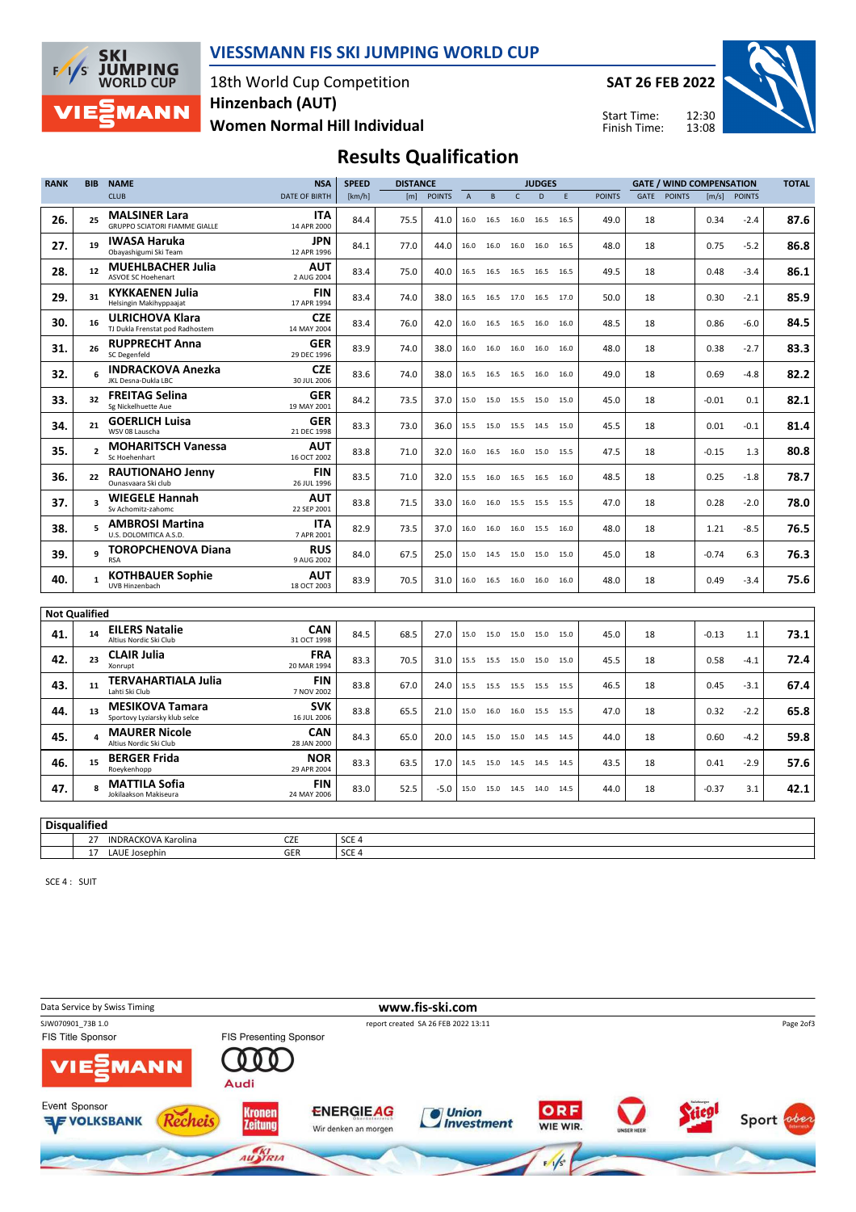# VIESSMANN FIS SKI JUMPING WORLD CUP

18th World Cup Competition
Hinzenbach (AUT)
Women Normal Hill Individual

SAT 26 FEB 2022

Start Time: 12:30
Finish Time: 13:08

## Results Qualification

| RANK | BIB | NAME / CLUB | NSA / DATE OF BIRTH | SPEED [km/h] | DISTANCE [m] | DISTANCE POINTS | JUDGES A | B | C | D | E | JUDGES POINTS | GATE | GATE POINTS | WIND [m/s] | WIND POINTS | TOTAL |
|---|---|---|---|---|---|---|---|---|---|---|---|---|---|---|---|---|---|
| 26. | 25 | MALSINER Lara / GRUPPO SCIATORI FIAMME GIALLE | ITA / 14 APR 2000 | 84.4 | 75.5 | 41.0 | 16.0 | 16.5 | 16.0 | 16.5 | 16.5 | 49.0 | 18 | | 0.34 | -2.4 | 87.6 |
| 27. | 19 | IWASA Haruka / Obayashigumi Ski Team | JPN / 12 APR 1996 | 84.1 | 77.0 | 44.0 | 16.0 | 16.0 | 16.0 | 16.0 | 16.5 | 48.0 | 18 | | 0.75 | -5.2 | 86.8 |
| 28. | 12 | MUEHLBACHER Julia / ASVOE SC Hoehenart | AUT / 2 AUG 2004 | 83.4 | 75.0 | 40.0 | 16.5 | 16.5 | 16.5 | 16.5 | 16.5 | 49.5 | 18 | | 0.48 | -3.4 | 86.1 |
| 29. | 31 | KYKKAENEN Julia / Helsingin Makihyppaajat | FIN / 17 APR 1994 | 83.4 | 74.0 | 38.0 | 16.5 | 16.5 | 17.0 | 16.5 | 17.0 | 50.0 | 18 | | 0.30 | -2.1 | 85.9 |
| 30. | 16 | ULRICHOVA Klara / TJ Dukla Frenstat pod Radhostem | CZE / 14 MAY 2004 | 83.4 | 76.0 | 42.0 | 16.0 | 16.5 | 16.5 | 16.0 | 16.0 | 48.5 | 18 | | 0.86 | -6.0 | 84.5 |
| 31. | 26 | RUPPRECHT Anna / SC Degenfeld | GER / 29 DEC 1996 | 83.9 | 74.0 | 38.0 | 16.0 | 16.0 | 16.0 | 16.0 | 16.0 | 48.0 | 18 | | 0.38 | -2.7 | 83.3 |
| 32. | 6 | INDRACKOVA Anezka / JKL Desna-Dukla LBC | CZE / 30 JUL 2006 | 83.6 | 74.0 | 38.0 | 16.5 | 16.5 | 16.5 | 16.0 | 16.0 | 49.0 | 18 | | 0.69 | -4.8 | 82.2 |
| 33. | 32 | FREITAG Selina / Sg Nickelhuette Aue | GER / 19 MAY 2001 | 84.2 | 73.5 | 37.0 | 15.0 | 15.0 | 15.5 | 15.0 | 15.0 | 45.0 | 18 | | -0.01 | 0.1 | 82.1 |
| 34. | 21 | GOERLICH Luisa / WSV 08 Lauscha | GER / 21 DEC 1998 | 83.3 | 73.0 | 36.0 | 15.5 | 15.0 | 15.5 | 14.5 | 15.0 | 45.5 | 18 | | 0.01 | -0.1 | 81.4 |
| 35. | 2 | MOHARITSCH Vanessa / Sc Hoehenhart | AUT / 16 OCT 2002 | 83.8 | 71.0 | 32.0 | 16.0 | 16.5 | 16.0 | 15.0 | 15.5 | 47.5 | 18 | | -0.15 | 1.3 | 80.8 |
| 36. | 22 | RAUTIONAHO Jenny / Ounasvaara Ski club | FIN / 26 JUL 1996 | 83.5 | 71.0 | 32.0 | 15.5 | 16.0 | 16.5 | 16.5 | 16.0 | 48.5 | 18 | | 0.25 | -1.8 | 78.7 |
| 37. | 3 | WIEGELE Hannah / Sv Achomitz-zahomc | AUT / 22 SEP 2001 | 83.8 | 71.5 | 33.0 | 16.0 | 16.0 | 15.5 | 15.5 | 15.5 | 47.0 | 18 | | 0.28 | -2.0 | 78.0 |
| 38. | 5 | AMBROSI Martina / U.S. DOLOMITICA A.S.D. | ITA / 7 APR 2001 | 82.9 | 73.5 | 37.0 | 16.0 | 16.0 | 16.0 | 15.5 | 16.0 | 48.0 | 18 | | 1.21 | -8.5 | 76.5 |
| 39. | 9 | TOROPCHENOVA Diana / RSA | RUS / 9 AUG 2002 | 84.0 | 67.5 | 25.0 | 15.0 | 14.5 | 15.0 | 15.0 | 15.0 | 45.0 | 18 | | -0.74 | 6.3 | 76.3 |
| 40. | 1 | KOTHBAUER Sophie / UVB Hinzenbach | AUT / 18 OCT 2003 | 83.9 | 70.5 | 31.0 | 16.0 | 16.5 | 16.0 | 16.0 | 16.0 | 48.0 | 18 | | 0.49 | -3.4 | 75.6 |

### Not Qualified

| RANK | BIB | NAME / CLUB | NSA / DATE OF BIRTH | SPEED [km/h] | DISTANCE [m] | DISTANCE POINTS | JUDGES A | B | C | D | E | JUDGES POINTS | GATE | GATE POINTS | WIND [m/s] | WIND POINTS | TOTAL |
|---|---|---|---|---|---|---|---|---|---|---|---|---|---|---|---|---|---|
| 41. | 14 | EILERS Natalie / Altius Nordic Ski Club | CAN / 31 OCT 1998 | 84.5 | 68.5 | 27.0 | 15.0 | 15.0 | 15.0 | 15.0 | 15.0 | 45.0 | 18 | | -0.13 | 1.1 | 73.1 |
| 42. | 23 | CLAIR Julia / Xonrupt | FRA / 20 MAR 1994 | 83.3 | 70.5 | 31.0 | 15.5 | 15.5 | 15.0 | 15.0 | 15.0 | 45.5 | 18 | | 0.58 | -4.1 | 72.4 |
| 43. | 11 | TERVAHARTIALA Julia / Lahti Ski Club | FIN / 7 NOV 2002 | 83.8 | 67.0 | 24.0 | 15.5 | 15.5 | 15.5 | 15.5 | 15.5 | 46.5 | 18 | | 0.45 | -3.1 | 67.4 |
| 44. | 13 | MESIKOVA Tamara / Sportovy Lyziarsky klub selce | SVK / 16 JUL 2006 | 83.8 | 65.5 | 21.0 | 15.0 | 16.0 | 16.0 | 15.5 | 15.5 | 47.0 | 18 | | 0.32 | -2.2 | 65.8 |
| 45. | 4 | MAURER Nicole / Altius Nordic Ski Club | CAN / 28 JAN 2000 | 84.3 | 65.0 | 20.0 | 14.5 | 15.0 | 15.0 | 14.5 | 14.5 | 44.0 | 18 | | 0.60 | -4.2 | 59.8 |
| 46. | 15 | BERGER Frida / Roeykenhopp | NOR / 29 APR 2004 | 83.3 | 63.5 | 17.0 | 14.5 | 15.0 | 14.5 | 14.5 | 14.5 | 43.5 | 18 | | 0.41 | -2.9 | 57.6 |
| 47. | 8 | MATTILA Sofia / Jokilaakson Makiseura | FIN / 24 MAY 2006 | 83.0 | 52.5 | -5.0 | 15.0 | 15.0 | 14.5 | 14.0 | 14.5 | 44.0 | 18 | | -0.37 | 3.1 | 42.1 |

### Disqualified

| BIB | NAME | NSA | REASON |
|---|---|---|---|
| 27 | INDRACKOVA Karolina | CZE | SCE 4 |
| 17 | LAUE Josephin | GER | SCE 4 |

SCE 4 : SUIT

Data Service by Swiss Timing
www.fis-ski.com
SJW070901_73B 1.0
report created SA 26 FEB 2022 13:11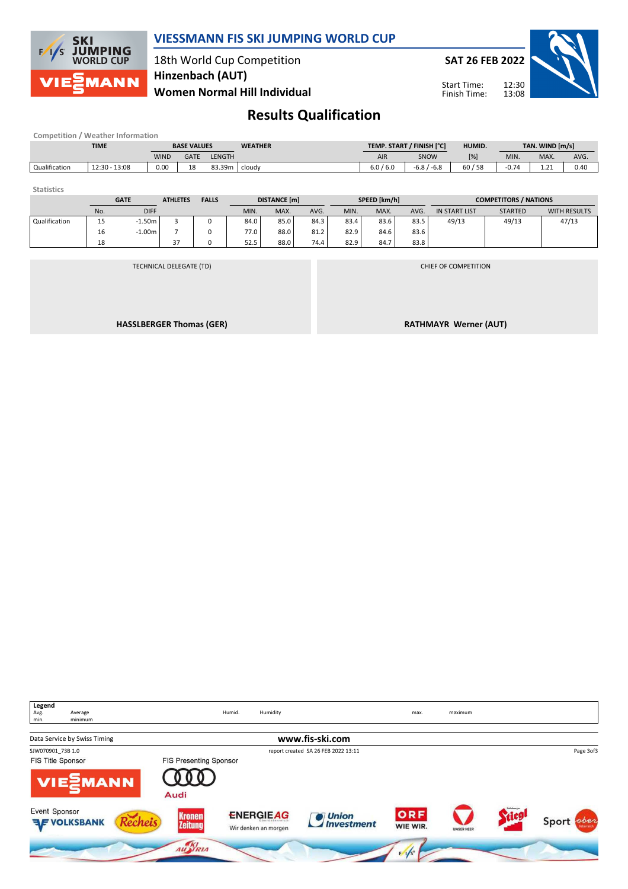# VIESSMANN FIS SKI JUMPING WORLD CUP

18th World Cup Competition
**Hinzenbach (AUT)**
**Women Normal Hill Individual**

**SAT 26 FEB 2022**

Start Time: 12:30
Finish Time: 13:08

## Results Qualification

Competition / Weather Information

| | TIME | BASE VALUES | | | WEATHER | TEMP. START / FINISH [°C] | | HUMID. | TAN. WIND [m/s] | | |
|---|---|---|---|---|---|---|---|---|---|---|---|
| | | WIND | GATE | LENGTH | | AIR | SNOW | [%] | MIN. | MAX. | AVG. |
| Qualification | 12:30 - 13:08 | 0.00 | 18 | 83.39m | cloudy | 6.0 / 6.0 | -6.8 / -6.8 | 60 / 58 | -0.74 | 1.21 | 0.40 |

Statistics

| | GATE | | ATHLETES | FALLS | DISTANCE [m] | | | SPEED [km/h] | | | COMPETITORS / NATIONS | | |
|---|---|---|---|---|---|---|---|---|---|---|---|---|---|
| | No. | DIFF | | | MIN. | MAX. | AVG. | MIN. | MAX. | AVG. | IN START LIST | STARTED | WITH RESULTS |
| Qualification | 15 | -1.50m | 3 | 0 | 84.0 | 85.0 | 84.3 | 83.4 | 83.6 | 83.5 | 49/13 | 49/13 | 47/13 |
| | 16 | -1.00m | 7 | 0 | 77.0 | 88.0 | 81.2 | 82.9 | 84.6 | 83.6 | | | |
| | 18 | | 37 | 0 | 52.5 | 88.0 | 74.4 | 82.9 | 84.7 | 83.8 | | | |

TECHNICAL DELEGATE (TD)

**HASSLBERGER Thomas (GER)**

CHIEF OF COMPETITION

**RATHMAYR Werner (AUT)**

Legend
Avg. Average
min. minimum
Humid. Humidity
max. maximum

Data Service by Swiss Timing
www.fis-ski.com
SJW070901_73B 1.0
report created SA 26 FEB 2022 13:11

FIS Title Sponsor
FIS Presenting Sponsor
Event Sponsor